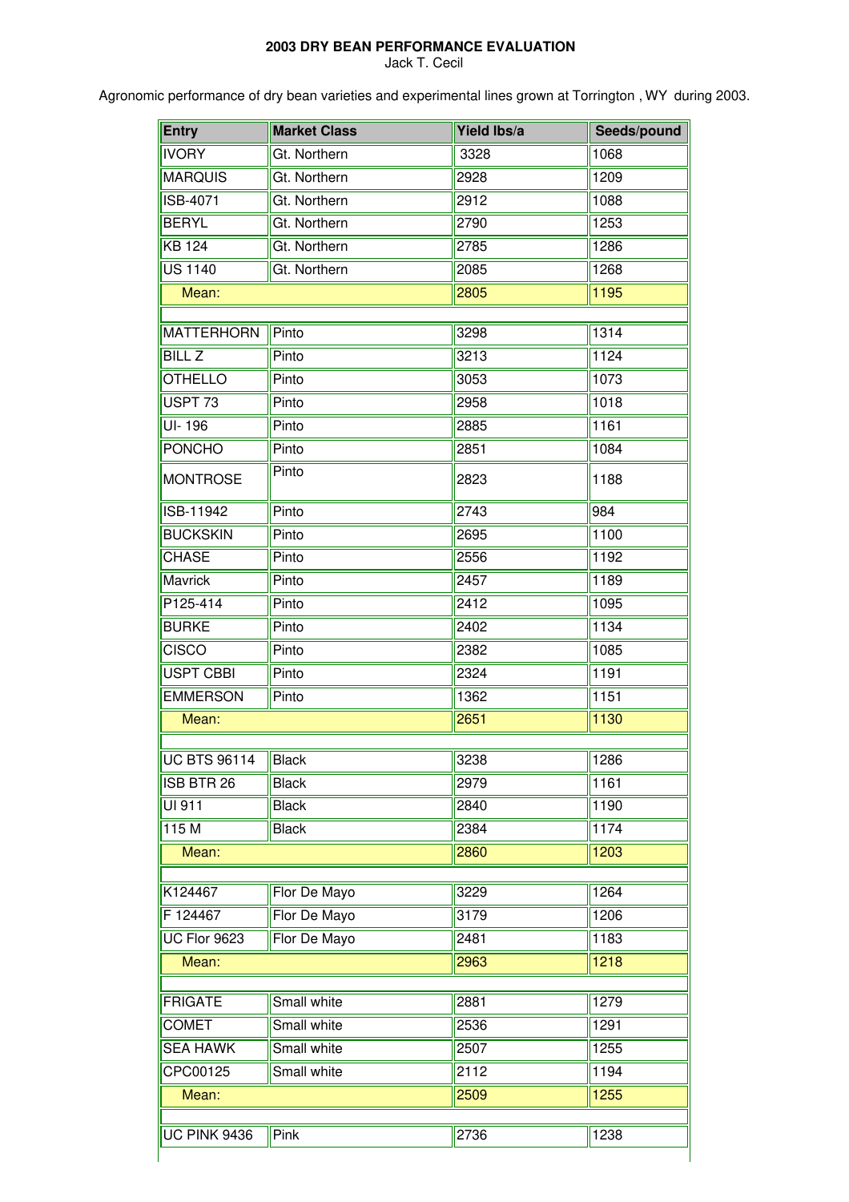**2003 DRY BEAN PERFORMANCE EVALUATION**

Jack T. Cecil

Agronomic performance of dry bean varieties and experimental lines grown at Torrington , WY during 2003.

| Entry | Market Class | Yield lbs/a | Seeds/pound |
|---|---|---|---|
| IVORY | Gt. Northern | 3328 | 1068 |
| MARQUIS | Gt. Northern | 2928 | 1209 |
| ISB-4071 | Gt. Northern | 2912 | 1088 |
| BERYL | Gt. Northern | 2790 | 1253 |
| KB 124 | Gt. Northern | 2785 | 1286 |
| US 1140 | Gt. Northern | 2085 | 1268 |
| Mean: | | 2805 | 1195 |
| | | | |
| MATTERHORN | Pinto | 3298 | 1314 |
| BILL Z | Pinto | 3213 | 1124 |
| OTHELLO | Pinto | 3053 | 1073 |
| USPT 73 | Pinto | 2958 | 1018 |
| UI- 196 | Pinto | 2885 | 1161 |
| PONCHO | Pinto | 2851 | 1084 |
| MONTROSE | Pinto | 2823 | 1188 |
| ISB-11942 | Pinto | 2743 | 984 |
| BUCKSKIN | Pinto | 2695 | 1100 |
| CHASE | Pinto | 2556 | 1192 |
| Mavrick | Pinto | 2457 | 1189 |
| P125-414 | Pinto | 2412 | 1095 |
| BURKE | Pinto | 2402 | 1134 |
| CISCO | Pinto | 2382 | 1085 |
| USPT CBBI | Pinto | 2324 | 1191 |
| EMMERSON | Pinto | 1362 | 1151 |
| Mean: | | 2651 | 1130 |
| | | | |
| UC BTS 96114 | Black | 3238 | 1286 |
| ISB BTR 26 | Black | 2979 | 1161 |
| UI 911 | Black | 2840 | 1190 |
| 115 M | Black | 2384 | 1174 |
| Mean: | | 2860 | 1203 |
| | | | |
| K124467 | Flor De Mayo | 3229 | 1264 |
| F 124467 | Flor De Mayo | 3179 | 1206 |
| UC Flor 9623 | Flor De Mayo | 2481 | 1183 |
| Mean: | | 2963 | 1218 |
| | | | |
| FRIGATE | Small white | 2881 | 1279 |
| COMET | Small white | 2536 | 1291 |
| SEA HAWK | Small white | 2507 | 1255 |
| CPC00125 | Small white | 2112 | 1194 |
| Mean: | | 2509 | 1255 |
| | | | |
| UC PINK 9436 | Pink | 2736 | 1238 |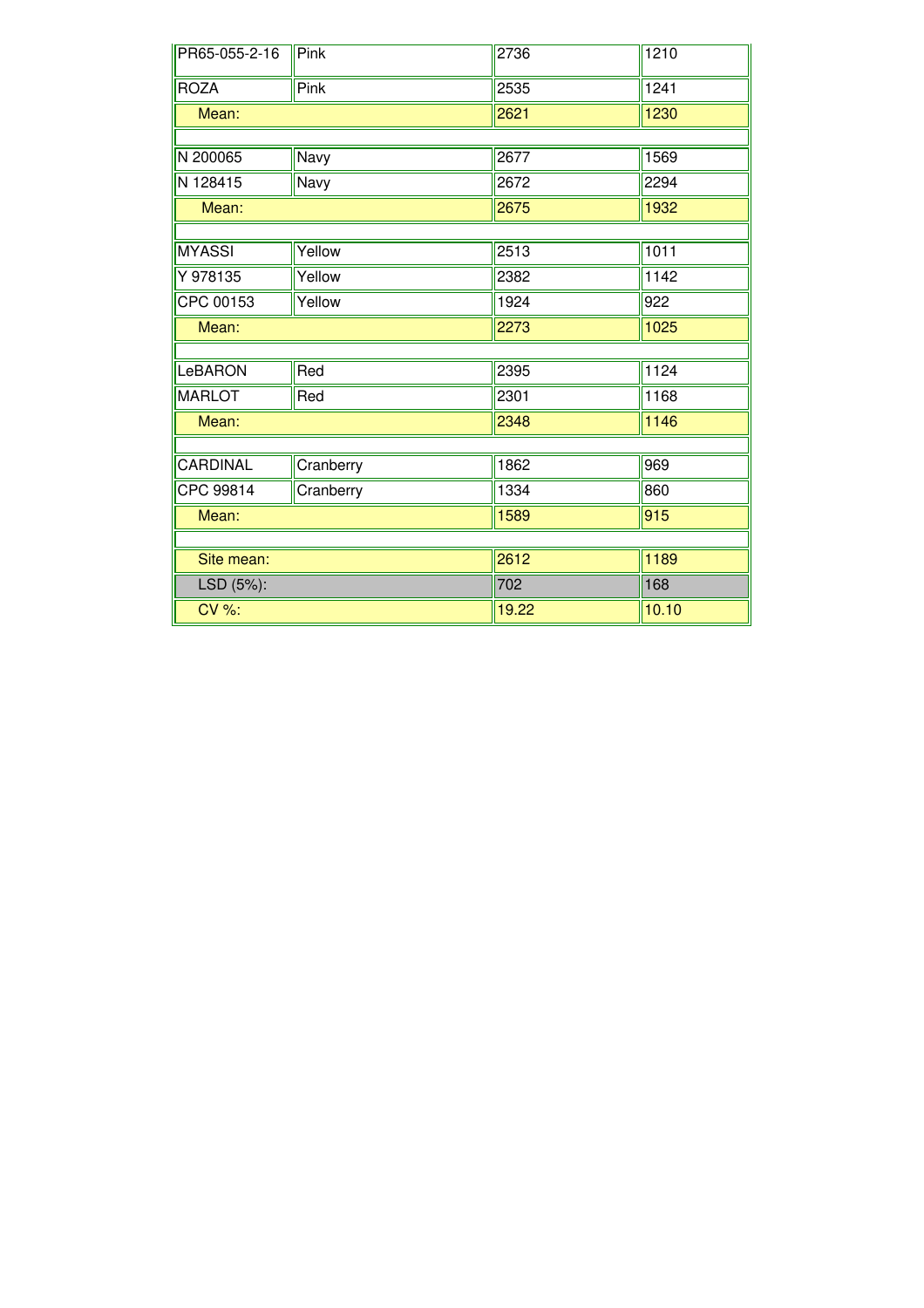| | | | |
|---|---|---|---|
| PR65-055-2-16 | Pink | 2736 | 1210 |
| ROZA | Pink | 2535 | 1241 |
| Mean: | | 2621 | 1230 |
| | | | |
| N 200065 | Navy | 2677 | 1569 |
| N 128415 | Navy | 2672 | 2294 |
| Mean: | | 2675 | 1932 |
| | | | |
| MYASSI | Yellow | 2513 | 1011 |
| Y 978135 | Yellow | 2382 | 1142 |
| CPC 00153 | Yellow | 1924 | 922 |
| Mean: | | 2273 | 1025 |
| | | | |
| LeBARON | Red | 2395 | 1124 |
| MARLOT | Red | 2301 | 1168 |
| Mean: | | 2348 | 1146 |
| | | | |
| CARDINAL | Cranberry | 1862 | 969 |
| CPC 99814 | Cranberry | 1334 | 860 |
| Mean: | | 1589 | 915 |
| | | | |
| Site mean: | | 2612 | 1189 |
| LSD (5%): | | 702 | 168 |
| CV %: | | 19.22 | 10.10 |